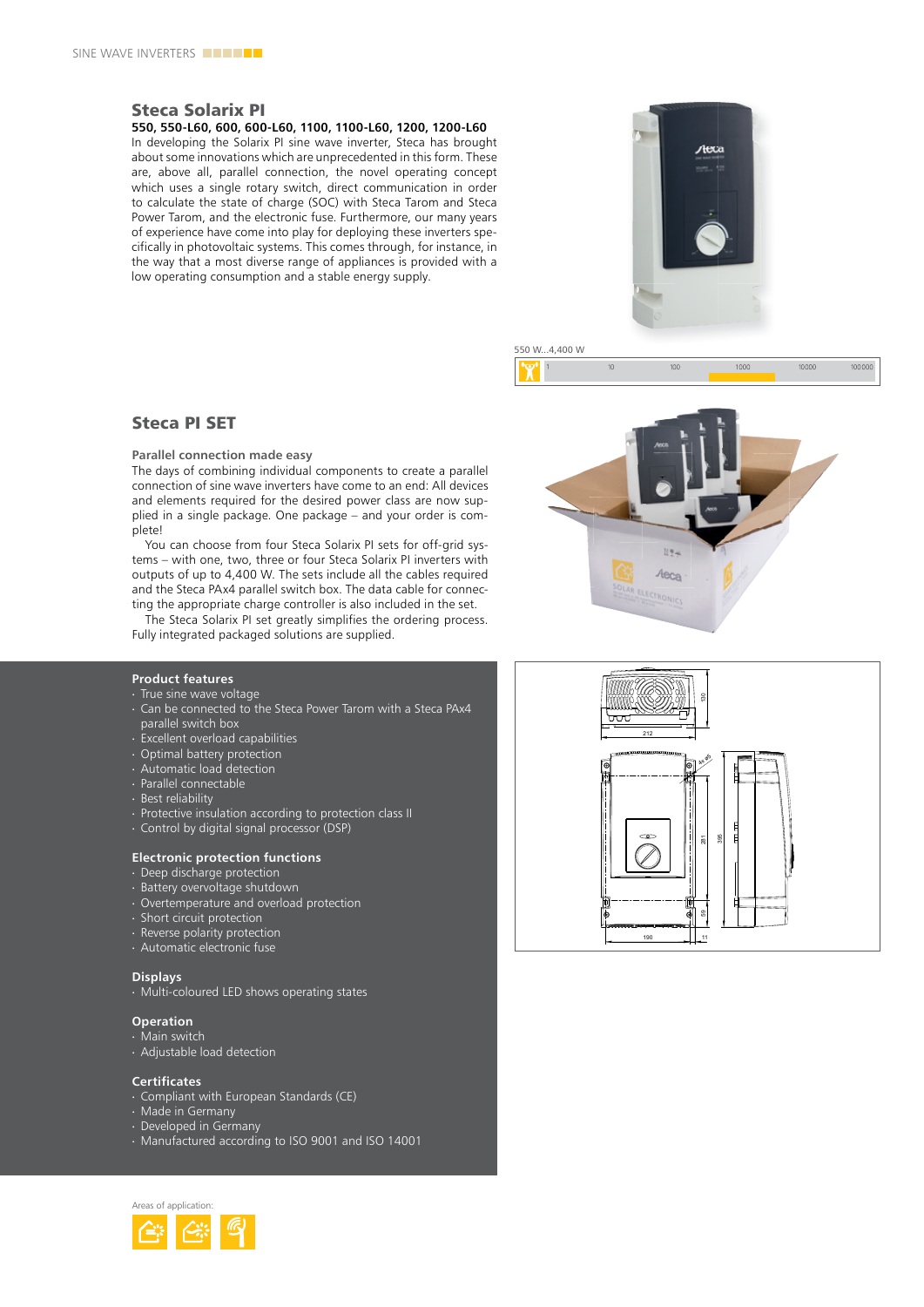# Steca Solarix PI

**550, 550-L60, 600, 600-L60, 1100, 1100-L60, 1200, 1200-L60**

In developing the Solarix PI sine wave inverter, Steca has brought about some innovations which are unprecedented in this form. These are, above all, parallel connection, the novel operating concept which uses a single rotary switch, direct communication in order to calculate the state of charge (SOC) with Steca Tarom and Steca Power Tarom, and the electronic fuse. Furthermore, our many years of experience have come into play for deploying these inverters specifically in photovoltaic systems. This comes through, for instance, in the way that a most diverse range of appliances is provided with a low operating consumption and a stable energy supply.

550 W...4,400 W

## Steca PI SET

### Parallel connection made easy

The days of combining individual components to create a parallel connection of sine wave inverters have come to an end: All devices and elements required for the desired power class are now supplied in a single package. One package – and your order is complete!

You can choose from four Steca Solarix PI sets for off-grid systems – with one, two, three or four Steca Solarix PI inverters with outputs of up to 4,400 W. The sets include all the cables required and the Steca PAx4 parallel switch box. The data cable for connecting the appropriate charge controller is also included in the set.

The Steca Solarix PI set greatly simplifies the ordering process. Fully integrated packaged solutions are supplied.

### Product features

- True sine wave voltage
- Can be connected to the Steca Power Tarom with a Steca PAx4 parallel switch box
- Excellent overload capabilities
- Optimal battery protection
- Automatic load detection
- Parallel connectable
- Best reliability
- Protective insulation according to protection class II
- Control by digital signal processor (DSP)

### Electronic protection functions

- Deep discharge protection
- Battery overvoltage shutdown
- Overtemperature and overload protection
- Short circuit protection
- Reverse polarity protection
- Automatic electronic fuse

### Displays

- Multi-coloured LED shows operating states

### Operation

- Main switch
- Adjustable load detection

### Certificates

- Compliant with European Standards (CE)
- Made in Germany
- Developed in Germany
- Manufactured according to ISO 9001 and ISO 14001

Areas of application: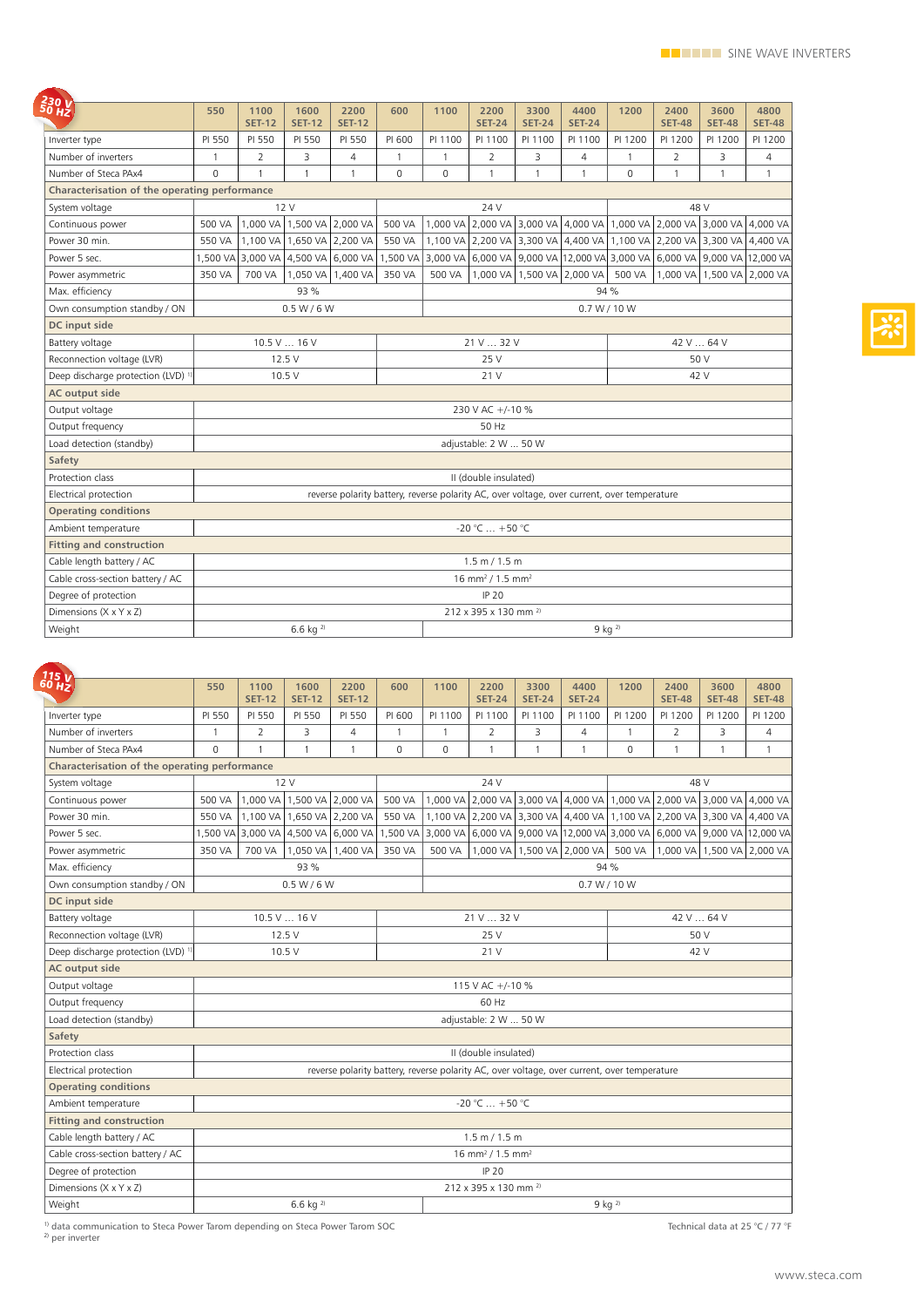## 230 V 50 Hz

| | 550 | 1100 SET-12 | 1600 SET-12 | 2200 SET-12 | 600 | 1100 | 2200 SET-24 | 3300 SET-24 | 4400 SET-24 | 1200 | 2400 SET-48 | 3600 SET-48 | 4800 SET-48 |
|---|---|---|---|---|---|---|---|---|---|---|---|---|---|
| Inverter type | PI 550 | PI 550 | PI 550 | PI 550 | PI 600 | PI 1100 | PI 1100 | PI 1100 | PI 1100 | PI 1200 | PI 1200 | PI 1200 | PI 1200 |
| Number of inverters | 1 | 2 | 3 | 4 | 1 | 1 | 2 | 3 | 4 | 1 | 2 | 3 | 4 |
| Number of Steca PAx4 | 0 | 1 | 1 | 1 | 0 | 0 | 1 | 1 | 1 | 0 | 1 | 1 | 1 |
| **Characterisation of the operating performance** | | | | | | | | | | | | | |
| System voltage | 12 V | | | | 24 V | | | | | 48 V | | | |
| Continuous power | 500 VA | 1,000 VA | 1,500 VA | 2,000 VA | 500 VA | 1,000 VA | 2,000 VA | 3,000 VA | 4,000 VA | 1,000 VA | 2,000 VA | 3,000 VA | 4,000 VA |
| Power 30 min. | 550 VA | 1,100 VA | 1,650 VA | 2,200 VA | 550 VA | 1,100 VA | 2,200 VA | 3,300 VA | 4,400 VA | 1,100 VA | 2,200 VA | 3,300 VA | 4,400 VA |
| Power 5 sec. | 1,500 VA | 3,000 VA | 4,500 VA | 6,000 VA | 1,500 VA | 3,000 VA | 6,000 VA | 9,000 VA | 12,000 VA | 3,000 VA | 6,000 VA | 9,000 VA | 12,000 VA |
| Power asymmetric | 350 VA | 700 VA | 1,050 VA | 1,400 VA | 350 VA | 500 VA | 1,000 VA | 1,500 VA | 2,000 VA | 500 VA | 1,000 VA | 1,500 VA | 2,000 VA |
| Max. efficiency | 93 % | | | | | 94 % | | | | | | | |
| Own consumption standby / ON | 0.5 W / 6 W | | | | | 0.7 W / 10 W | | | | | | | |
| **DC input side** | | | | | | | | | | | | | |
| Battery voltage | 10.5 V … 16 V | | | | 21 V … 32 V | | | | | 42 V … 64 V | | | |
| Reconnection voltage (LVR) | 12.5 V | | | | 25 V | | | | | 50 V | | | |
| Deep discharge protection (LVD) [1] | 10.5 V | | | | 21 V | | | | | 42 V | | | |
| **AC output side** | | | | | | | | | | | | | |
| Output voltage | 230 V AC +/-10 % | | | | | | | | | | | | |
| Output frequency | 50 Hz | | | | | | | | | | | | |
| Load detection (standby) | adjustable: 2 W … 50 W | | | | | | | | | | | | |
| **Safety** | | | | | | | | | | | | | |
| Protection class | II (double insulated) | | | | | | | | | | | | |
| Electrical protection | reverse polarity battery, reverse polarity AC, over voltage, over current, over temperature | | | | | | | | | | | | |
| **Operating conditions** | | | | | | | | | | | | | |
| Ambient temperature | -20 °C … +50 °C | | | | | | | | | | | | |
| **Fitting and construction** | | | | | | | | | | | | | |
| Cable length battery / AC | 1.5 m / 1.5 m | | | | | | | | | | | | |
| Cable cross-section battery / AC | 16 mm² / 1.5 mm² | | | | | | | | | | | | |
| Degree of protection | IP 20 | | | | | | | | | | | | |
| Dimensions (X x Y x Z) | 212 x 395 x 130 mm [2] | | | | | | | | | | | | |
| Weight | 6.6 kg [2] | | | | | 9 kg [2] | | | | | | | |

## 115 V 60 Hz

| | 550 | 1100 SET-12 | 1600 SET-12 | 2200 SET-12 | 600 | 1100 | 2200 SET-24 | 3300 SET-24 | 4400 SET-24 | 1200 | 2400 SET-48 | 3600 SET-48 | 4800 SET-48 |
|---|---|---|---|---|---|---|---|---|---|---|---|---|---|
| Inverter type | PI 550 | PI 550 | PI 550 | PI 550 | PI 600 | PI 1100 | PI 1100 | PI 1100 | PI 1100 | PI 1200 | PI 1200 | PI 1200 | PI 1200 |
| Number of inverters | 1 | 2 | 3 | 4 | 1 | 1 | 2 | 3 | 4 | 1 | 2 | 3 | 4 |
| Number of Steca PAx4 | 0 | 1 | 1 | 1 | 0 | 0 | 1 | 1 | 1 | 0 | 1 | 1 | 1 |
| **Characterisation of the operating performance** | | | | | | | | | | | | | |
| System voltage | 12 V | | | | 24 V | | | | | 48 V | | | |
| Continuous power | 500 VA | 1,000 VA | 1,500 VA | 2,000 VA | 500 VA | 1,000 VA | 2,000 VA | 3,000 VA | 4,000 VA | 1,000 VA | 2,000 VA | 3,000 VA | 4,000 VA |
| Power 30 min. | 550 VA | 1,100 VA | 1,650 VA | 2,200 VA | 550 VA | 1,100 VA | 2,200 VA | 3,300 VA | 4,400 VA | 1,100 VA | 2,200 VA | 3,300 VA | 4,400 VA |
| Power 5 sec. | 1,500 VA | 3,000 VA | 4,500 VA | 6,000 VA | 1,500 VA | 3,000 VA | 6,000 VA | 9,000 VA | 12,000 VA | 3,000 VA | 6,000 VA | 9,000 VA | 12,000 VA |
| Power asymmetric | 350 VA | 700 VA | 1,050 VA | 1,400 VA | 350 VA | 500 VA | 1,000 VA | 1,500 VA | 2,000 VA | 500 VA | 1,000 VA | 1,500 VA | 2,000 VA |
| Max. efficiency | 93 % | | | | | 94 % | | | | | | | |
| Own consumption standby / ON | 0.5 W / 6 W | | | | | 0.7 W / 10 W | | | | | | | |
| **DC input side** | | | | | | | | | | | | | |
| Battery voltage | 10.5 V … 16 V | | | | 21 V … 32 V | | | | | 42 V … 64 V | | | |
| Reconnection voltage (LVR) | 12.5 V | | | | 25 V | | | | | 50 V | | | |
| Deep discharge protection (LVD) [1] | 10.5 V | | | | 21 V | | | | | 42 V | | | |
| **AC output side** | | | | | | | | | | | | | |
| Output voltage | 115 V AC +/-10 % | | | | | | | | | | | | |
| Output frequency | 60 Hz | | | | | | | | | | | | |
| Load detection (standby) | adjustable: 2 W … 50 W | | | | | | | | | | | | |
| **Safety** | | | | | | | | | | | | | |
| Protection class | II (double insulated) | | | | | | | | | | | | |
| Electrical protection | reverse polarity battery, reverse polarity AC, over voltage, over current, over temperature | | | | | | | | | | | | |
| **Operating conditions** | | | | | | | | | | | | | |
| Ambient temperature | -20 °C … +50 °C | | | | | | | | | | | | |
| **Fitting and construction** | | | | | | | | | | | | | |
| Cable length battery / AC | 1.5 m / 1.5 m | | | | | | | | | | | | |
| Cable cross-section battery / AC | 16 mm² / 1.5 mm² | | | | | | | | | | | | |
| Degree of protection | IP 20 | | | | | | | | | | | | |
| Dimensions (X x Y x Z) | 212 x 395 x 130 mm [2] | | | | | | | | | | | | |
| Weight | 6.6 kg [2] | | | | | 9 kg [2] | | | | | | | |

[1] data communication to Steca Power Tarom depending on Steca Power Tarom SOC
[2] per inverter

Technical data at 25 °C / 77 °F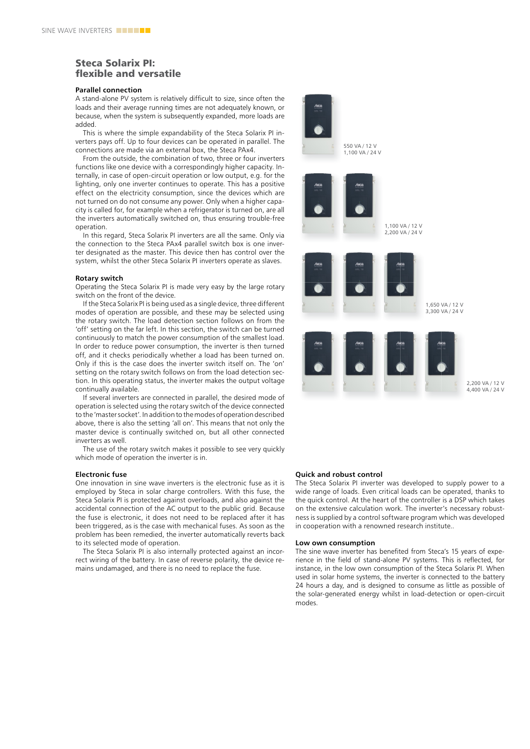## Steca Solarix PI: flexible and versatile

### Parallel connection

A stand-alone PV system is relatively difficult to size, since often the loads and their average running times are not adequately known, or because, when the system is subsequently expanded, more loads are added.

This is where the simple expandability of the Steca Solarix PI inverters pays off. Up to four devices can be operated in parallel. The connections are made via an external box, the Steca PAx4.

From the outside, the combination of two, three or four inverters functions like one device with a correspondingly higher capacity. Internally, in case of open-circuit operation or low output, e.g. for the lighting, only one inverter continues to operate. This has a positive effect on the electricity consumption, since the devices which are not turned on do not consume any power. Only when a higher capacity is called for, for example when a refrigerator is turned on, are all the inverters automatically switched on, thus ensuring trouble-free operation.

In this regard, Steca Solarix PI inverters are all the same. Only via the connection to the Steca PAx4 parallel switch box is one inverter designated as the master. This device then has control over the system, whilst the other Steca Solarix PI inverters operate as slaves.

### Rotary switch

Operating the Steca Solarix PI is made very easy by the large rotary switch on the front of the device.

If the Steca Solarix PI is being used as a single device, three different modes of operation are possible, and these may be selected using the rotary switch. The load detection section follows on from the 'off' setting on the far left. In this section, the switch can be turned continuously to match the power consumption of the smallest load. In order to reduce power consumption, the inverter is then turned off, and it checks periodically whether a load has been turned on. Only if this is the case does the inverter switch itself on. The 'on' setting on the rotary switch follows on from the load detection section. In this operating status, the inverter makes the output voltage continually available.

If several inverters are connected in parallel, the desired mode of operation is selected using the rotary switch of the device connected to the 'master socket'. In addition to the modes of operation described above, there is also the setting 'all on'. This means that not only the master device is continually switched on, but all other connected inverters as well.

The use of the rotary switch makes it possible to see very quickly which mode of operation the inverter is in.

550 VA / 12 V
1,100 VA / 24 V

1,100 VA / 12 V
2,200 VA / 24 V

1,650 VA / 12 V
3,300 VA / 24 V

2,200 VA / 12 V
4,400 VA / 24 V

### Electronic fuse

One innovation in sine wave inverters is the electronic fuse as it is employed by Steca in solar charge controllers. With this fuse, the Steca Solarix PI is protected against overloads, and also against the accidental connection of the AC output to the public grid. Because the fuse is electronic, it does not need to be replaced after it has been triggered, as is the case with mechanical fuses. As soon as the problem has been remedied, the inverter automatically reverts back to its selected mode of operation.

The Steca Solarix PI is also internally protected against an incorrect wiring of the battery. In case of reverse polarity, the device remains undamaged, and there is no need to replace the fuse.

### Quick and robust control

The Steca Solarix PI inverter was developed to supply power to a wide range of loads. Even critical loads can be operated, thanks to the quick control. At the heart of the controller is a DSP which takes on the extensive calculation work. The inverter's necessary robustness is supplied by a control software program which was developed in cooperation with a renowned research institute..

### Low own consumption

The sine wave inverter has benefited from Steca's 15 years of experience in the field of stand-alone PV systems. This is reflected, for instance, in the low own consumption of the Steca Solarix PI. When used in solar home systems, the inverter is connected to the battery 24 hours a day, and is designed to consume as little as possible of the solar-generated energy whilst in load-detection or open-circuit modes.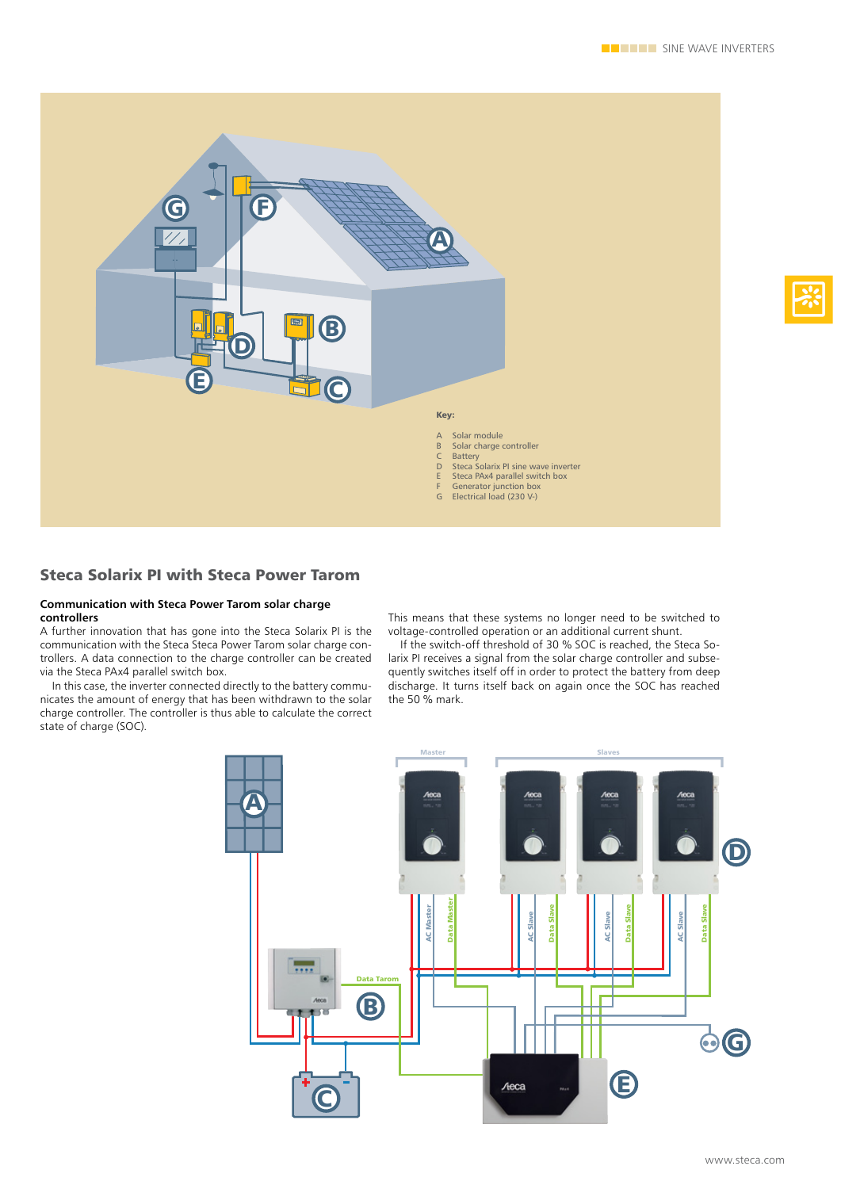Key:

A Solar module
B Solar charge controller
C Battery
D Steca Solarix PI sine wave inverter
E Steca PAx4 parallel switch box
F Generator junction box
G Electrical load (230 V~)

## Steca Solarix PI with Steca Power Tarom

### Communication with Steca Power Tarom solar charge controllers

A further innovation that has gone into the Steca Solarix PI is the communication with the Steca Steca Power Tarom solar charge controllers. A data connection to the charge controller can be created via the Steca PAx4 parallel switch box.

In this case, the inverter connected directly to the battery communicates the amount of energy that has been withdrawn to the solar charge controller. The controller is thus able to calculate the correct state of charge (SOC).

This means that these systems no longer need to be switched to voltage-controlled operation or an additional current shunt.

If the switch-off threshold of 30 % SOC is reached, the Steca Solarix PI receives a signal from the solar charge controller and subsequently switches itself off in order to protect the battery from deep discharge. It turns itself back on again once the SOC has reached the 50 % mark.

Master

Slaves

AC Master

Data Master

AC Slave

Data Slave

AC Slave

Data Slave

AC Slave

Data Slave

Data Tarom

A

B

C

D

E

G